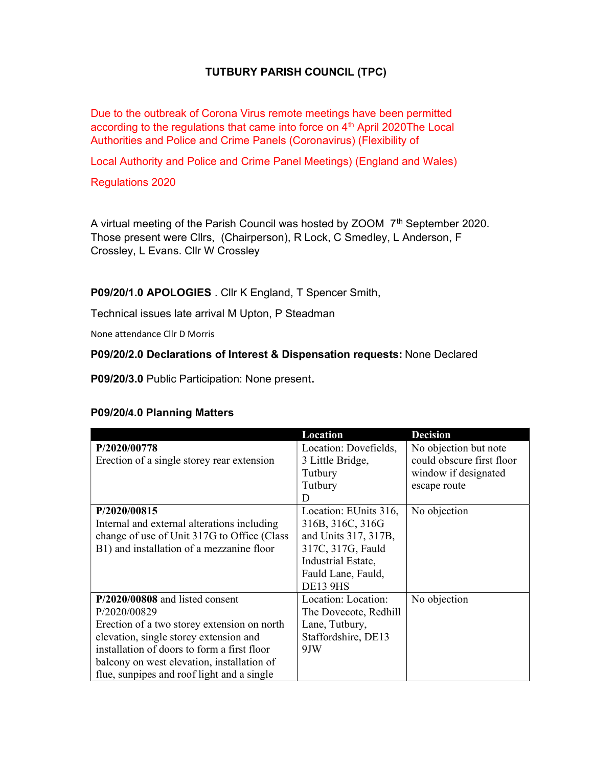# TUTBURY PARISH COUNCIL (TPC)

Due to the outbreak of Corona Virus remote meetings have been permitted according to the regulations that came into force on 4th April 2020The Local Authorities and Police and Crime Panels (Coronavirus) (Flexibility of

Local Authority and Police and Crime Panel Meetings) (England and Wales)

Regulations 2020

A virtual meeting of the Parish Council was hosted by ZOOM 7th September 2020. Those present were Cllrs, (Chairperson), R Lock, C Smedley, L Anderson, F Crossley, L Evans. Cllr W Crossley

**P09/20/1.0 APOLOGIES** . Cllr K England, T Spencer Smith,

Technical issues late arrival M Upton, P Steadman

None attendance Cllr D Morris

**P09/20/2.0 Declarations of Interest & Dispensation requests:** None Declared

**P09/20/3.0** Public Participation: None present.

**P09/20/4.0 Planning Matters**

| | Location | Decision |
|---|---|---|
| **P/2020/00778**<br>Erection of a single storey rear extension | Location: Dovefields, 3 Little Bridge, Tutbury<br>Tutbury<br>D | No objection but note could obscure first floor window if designated escape route |
| **P/2020/00815**<br>Internal and external alterations including change of use of Unit 317G to Office (Class B1) and installation of a mezzanine floor | Location: EUnits 316, 316B, 316C, 316G and Units 317, 317B, 317C, 317G, Fauld Industrial Estate, Fauld Lane, Fauld, DE13 9HS | No objection |
| **P/2020/00808** and listed consent P/2020/00829<br>Erection of a two storey extension on north elevation, single storey extension and installation of doors to form a first floor balcony on west elevation, installation of flue, sunpipes and roof light and a single | Location: Location: The Dovecote, Redhill Lane, Tutbury, Staffordshire, DE13 9JW | No objection |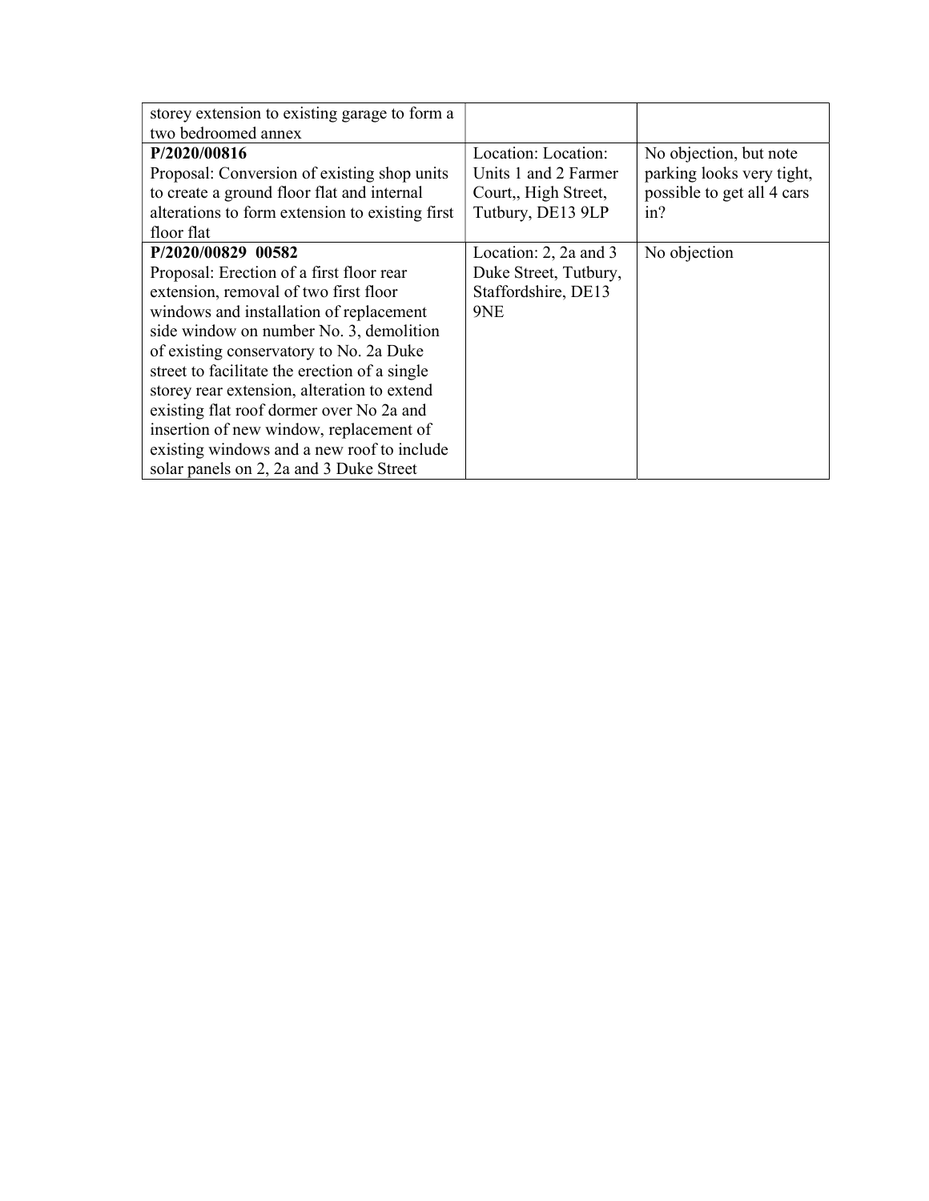| | | |
|---|---|---|
| storey extension to existing garage to form a two bedroomed annex | | |
| **P/2020/00816**<br>Proposal: Conversion of existing shop units to create a ground floor flat and internal alterations to form extension to existing first floor flat | Location: Location: Units 1 and 2 Farmer Court,, High Street, Tutbury, DE13 9LP | No objection, but note parking looks very tight, possible to get all 4 cars in? |
| **P/2020/00829 00582**<br>Proposal: Erection of a first floor rear extension, removal of two first floor windows and installation of replacement side window on number No. 3, demolition of existing conservatory to No. 2a Duke street to facilitate the erection of a single storey rear extension, alteration to extend existing flat roof dormer over No 2a and insertion of new window, replacement of existing windows and a new roof to include solar panels on 2, 2a and 3 Duke Street | Location: 2, 2a and 3 Duke Street, Tutbury, Staffordshire, DE13 9NE | No objection |